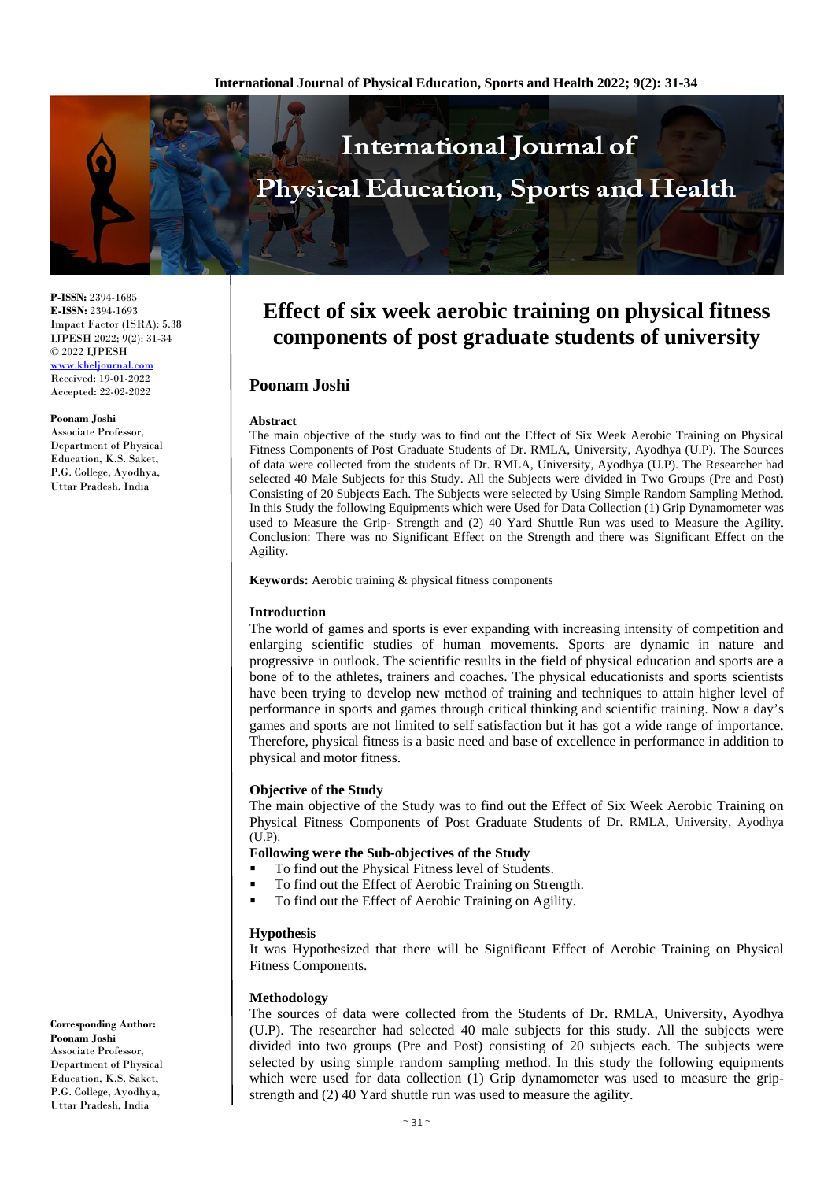# Effect of six week aerobic training on physical fitness components of post graduate students of university

**P-ISSN:** 2394-1685
**E-ISSN:** 2394-1693
Impact Factor (ISRA): 5.38
IJPESH 2022; 9(2): 31-34
© 2022 IJPESH
www.kheljournal.com
Received: 19-01-2022
Accepted: 22-02-2022

**Poonam Joshi**
Associate Professor, Department of Physical Education, K.S. Saket, P.G. College, Ayodhya, Uttar Pradesh, India

**Corresponding Author:**
**Poonam Joshi**
Associate Professor, Department of Physical Education, K.S. Saket, P.G. College, Ayodhya, Uttar Pradesh, India

## Poonam Joshi

### Abstract

The main objective of the study was to find out the Effect of Six Week Aerobic Training on Physical Fitness Components of Post Graduate Students of Dr. RMLA, University, Ayodhya (U.P). The Sources of data were collected from the students of Dr. RMLA, University, Ayodhya (U.P). The Researcher had selected 40 Male Subjects for this Study. All the Subjects were divided in Two Groups (Pre and Post) Consisting of 20 Subjects Each. The Subjects were selected by Using Simple Random Sampling Method. In this Study the following Equipments which were Used for Data Collection (1) Grip Dynamometer was used to Measure the Grip- Strength and (2) 40 Yard Shuttle Run was used to Measure the Agility. Conclusion: There was no Significant Effect on the Strength and there was Significant Effect on the Agility.

**Keywords:** Aerobic training & physical fitness components

### Introduction

The world of games and sports is ever expanding with increasing intensity of competition and enlarging scientific studies of human movements. Sports are dynamic in nature and progressive in outlook. The scientific results in the field of physical education and sports are a bone of to the athletes, trainers and coaches. The physical educationists and sports scientists have been trying to develop new method of training and techniques to attain higher level of performance in sports and games through critical thinking and scientific training. Now a day's games and sports are not limited to self satisfaction but it has got a wide range of importance. Therefore, physical fitness is a basic need and base of excellence in performance in addition to physical and motor fitness.

### Objective of the Study

The main objective of the Study was to find out the Effect of Six Week Aerobic Training on Physical Fitness Components of Post Graduate Students of Dr. RMLA, University, Ayodhya (U.P).

**Following were the Sub-objectives of the Study**

- To find out the Physical Fitness level of Students.
- To find out the Effect of Aerobic Training on Strength.
- To find out the Effect of Aerobic Training on Agility.

### Hypothesis

It was Hypothesized that there will be Significant Effect of Aerobic Training on Physical Fitness Components.

### Methodology

The sources of data were collected from the Students of Dr. RMLA, University, Ayodhya (U.P). The researcher had selected 40 male subjects for this study. All the subjects were divided into two groups (Pre and Post) consisting of 20 subjects each. The subjects were selected by using simple random sampling method. In this study the following equipments which were used for data collection (1) Grip dynamometer was used to measure the grip-strength and (2) 40 Yard shuttle run was used to measure the agility.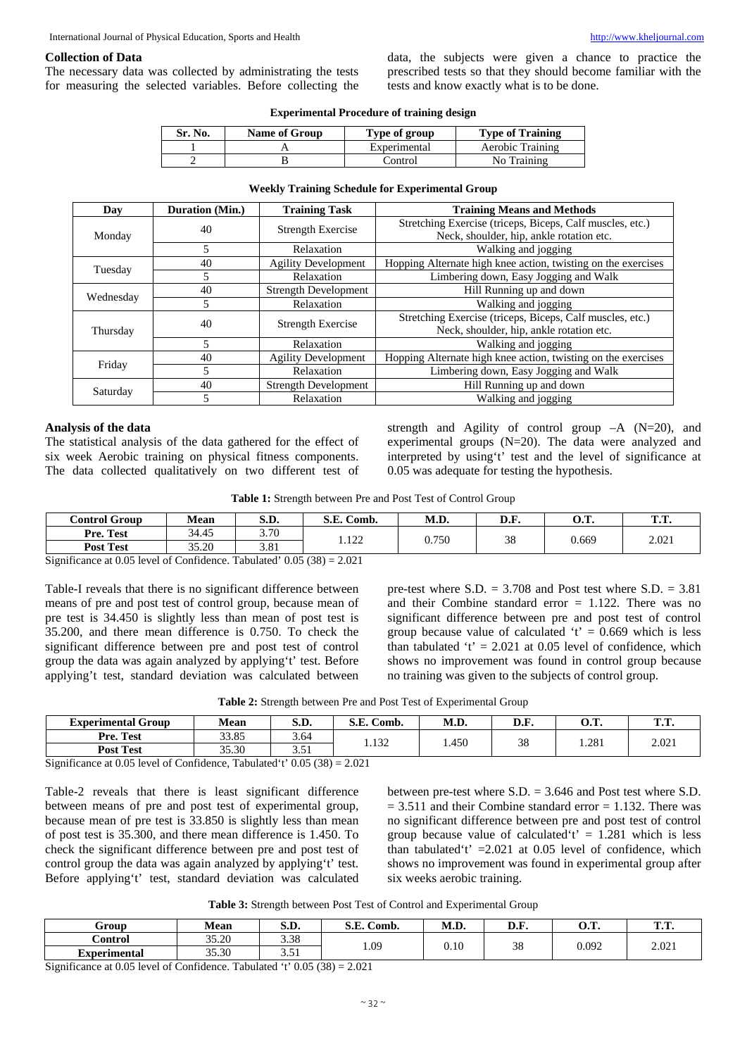#### Collection of Data

The necessary data was collected by administrating the tests for measuring the selected variables. Before collecting the data, the subjects were given a chance to practice the prescribed tests so that they should become familiar with the tests and know exactly what is to be done.

**Experimental Procedure of training design**

| Sr. No. | Name of Group | Type of group | Type of Training |
|---|---|---|---|
| 1 | A | Experimental | Aerobic Training |
| 2 | B | Control | No Training |

**Weekly Training Schedule for Experimental Group**

| Day | Duration (Min.) | Training Task | Training Means and Methods |
|---|---|---|---|
| Monday | 40 | Strength Exercise | Stretching Exercise (triceps, Biceps, Calf muscles, etc.) Neck, shoulder, hip, ankle rotation etc. |
| | 5 | Relaxation | Walking and jogging |
| Tuesday | 40 | Agility Development | Hopping Alternate high knee action, twisting on the exercises |
| | 5 | Relaxation | Limbering down, Easy Jogging and Walk |
| Wednesday | 40 | Strength Development | Hill Running up and down |
| | 5 | Relaxation | Walking and jogging |
| Thursday | 40 | Strength Exercise | Stretching Exercise (triceps, Biceps, Calf muscles, etc.) Neck, shoulder, hip, ankle rotation etc. |
| | 5 | Relaxation | Walking and jogging |
| Friday | 40 | Agility Development | Hopping Alternate high knee action, twisting on the exercises |
| | 5 | Relaxation | Limbering down, Easy Jogging and Walk |
| Saturday | 40 | Strength Development | Hill Running up and down |
| | 5 | Relaxation | Walking and jogging |

#### Analysis of the data

The statistical analysis of the data gathered for the effect of six week Aerobic training on physical fitness components. The data collected qualitatively on two different test of strength and Agility of control group –A (N=20), and experimental groups (N=20). The data were analyzed and interpreted by using't' test and the level of significance at 0.05 was adequate for testing the hypothesis.

**Table 1:** Strength between Pre and Post Test of Control Group

| Control Group | Mean | S.D. | S.E. Comb. | M.D. | D.F. | O.T. | T.T. |
|---|---|---|---|---|---|---|---|
| Pre. Test | 34.45 | 3.70 | 1.122 | 0.750 | 38 | 0.669 | 2.021 |
| Post Test | 35.20 | 3.81 | | | | | |

Significance at 0.05 level of Confidence. Tabulated' 0.05 (38) = 2.021

Table-I reveals that there is no significant difference between means of pre and post test of control group, because mean of pre test is 34.450 is slightly less than mean of post test is 35.200, and there mean difference is 0.750. To check the significant difference between pre and post test of control group the data was again analyzed by applying't' test. Before applying't test, standard deviation was calculated between pre-test where S.D. = 3.708 and Post test where S.D. = 3.81 and their Combine standard error = 1.122. There was no significant difference between pre and post test of control group because value of calculated 't' = 0.669 which is less than tabulated 't' = 2.021 at 0.05 level of confidence, which shows no improvement was found in control group because no training was given to the subjects of control group.

**Table 2:** Strength between Pre and Post Test of Experimental Group

| Experimental Group | Mean | S.D. | S.E. Comb. | M.D. | D.F. | O.T. | T.T. |
|---|---|---|---|---|---|---|---|
| Pre. Test | 33.85 | 3.64 | 1.132 | 1.450 | 38 | 1.281 | 2.021 |
| Post Test | 35.30 | 3.51 | | | | | |

Significance at 0.05 level of Confidence, Tabulated't' 0.05 (38) = 2.021

Table-2 reveals that there is least significant difference between means of pre and post test of experimental group, because mean of pre test is 33.850 is slightly less than mean of post test is 35.300, and there mean difference is 1.450. To check the significant difference between pre and post test of control group the data was again analyzed by applying't' test. Before applying't' test, standard deviation was calculated between pre-test where S.D. = 3.646 and Post test where S.D. = 3.511 and their Combine standard error = 1.132. There was no significant difference between pre and post test of control group because value of calculated't' = 1.281 which is less than tabulated't' =2.021 at 0.05 level of confidence, which shows no improvement was found in experimental group after six weeks aerobic training.

**Table 3:** Strength between Post Test of Control and Experimental Group

| Group | Mean | S.D. | S.E. Comb. | M.D. | D.F. | O.T. | T.T. |
|---|---|---|---|---|---|---|---|
| Control | 35.20 | 3.38 | 1.09 | 0.10 | 38 | 0.092 | 2.021 |
| Experimental | 35.30 | 3.51 | | | | | |

Significance at 0.05 level of Confidence. Tabulated 't' 0.05 (38) = 2.021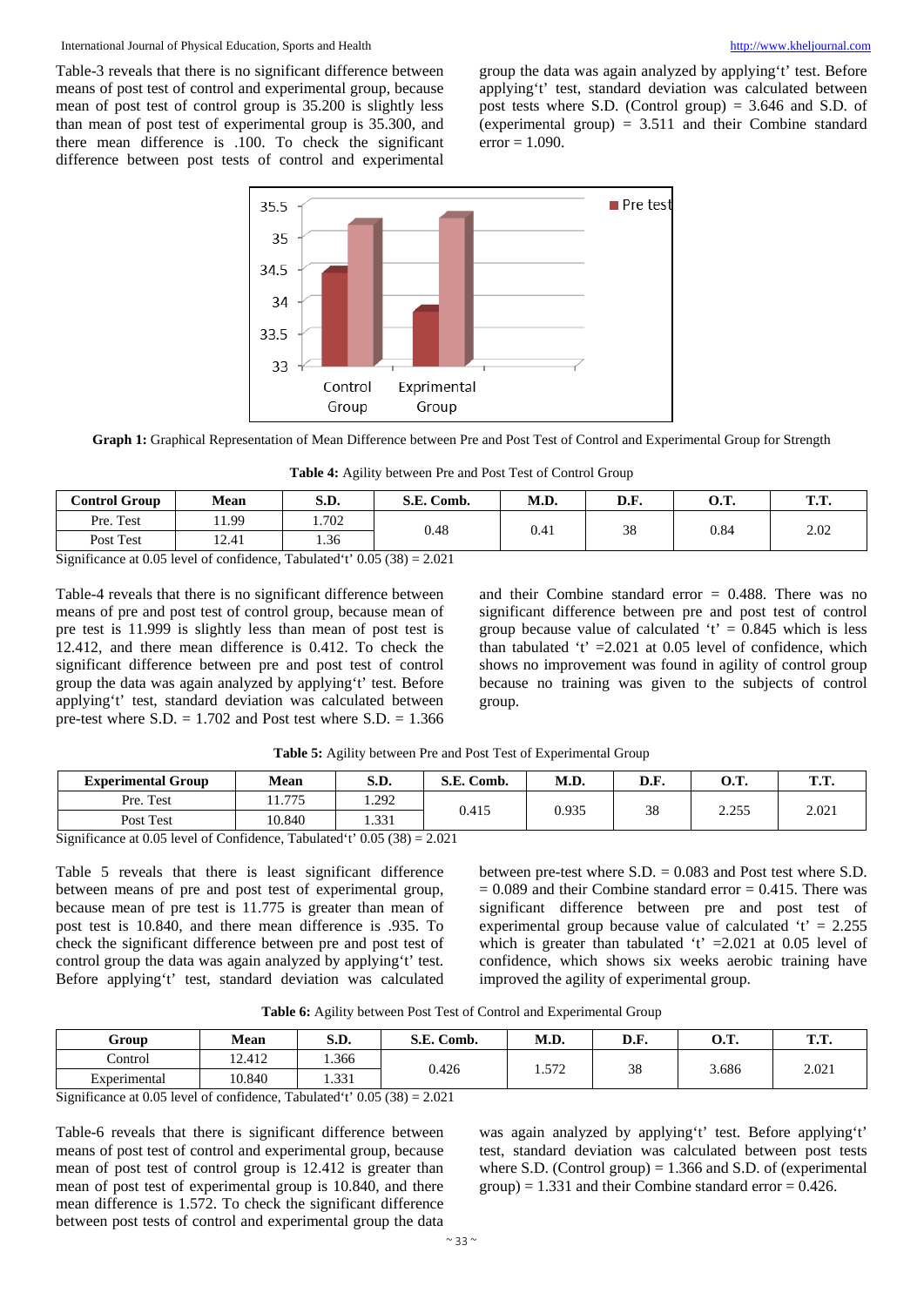Table-3 reveals that there is no significant difference between means of post test of control and experimental group, because mean of post test of control group is 35.200 is slightly less than mean of post test of experimental group is 35.300, and there mean difference is .100. To check the significant difference between post tests of control and experimental group the data was again analyzed by applying't' test. Before applying't' test, standard deviation was calculated between post tests where S.D. (Control group) = 3.646 and S.D. of (experimental group) = 3.511 and their Combine standard error = 1.090.

**Graph 1:** Graphical Representation of Mean Difference between Pre and Post Test of Control and Experimental Group for Strength

**Table 4:** Agility between Pre and Post Test of Control Group

| Control Group | Mean | S.D. | S.E. Comb. | M.D. | D.F. | O.T. | T.T. |
|---|---|---|---|---|---|---|---|
| Pre. Test | 11.99 | 1.702 | 0.48 | 0.41 | 38 | 0.84 | 2.02 |
| Post Test | 12.41 | 1.36 | | | | | |

Significance at 0.05 level of confidence, Tabulated't' 0.05 (38) = 2.021

Table-4 reveals that there is no significant difference between means of pre and post test of control group, because mean of pre test is 11.999 is slightly less than mean of post test is 12.412, and there mean difference is 0.412. To check the significant difference between pre and post test of control group the data was again analyzed by applying't' test. Before applying't' test, standard deviation was calculated between pre-test where S.D. = 1.702 and Post test where S.D. = 1.366 and their Combine standard error = 0.488. There was no significant difference between pre and post test of control group because value of calculated 't' = 0.845 which is less than tabulated 't' =2.021 at 0.05 level of confidence, which shows no improvement was found in agility of control group because no training was given to the subjects of control group.

**Table 5:** Agility between Pre and Post Test of Experimental Group

| Experimental Group | Mean | S.D. | S.E. Comb. | M.D. | D.F. | O.T. | T.T. |
|---|---|---|---|---|---|---|---|
| Pre. Test | 11.775 | 1.292 | 0.415 | 0.935 | 38 | 2.255 | 2.021 |
| Post Test | 10.840 | 1.331 | | | | | |

Significance at 0.05 level of Confidence, Tabulated't' 0.05 (38) = 2.021

Table 5 reveals that there is least significant difference between means of pre and post test of experimental group, because mean of pre test is 11.775 is greater than mean of post test is 10.840, and there mean difference is .935. To check the significant difference between pre and post test of control group the data was again analyzed by applying't' test. Before applying't' test, standard deviation was calculated between pre-test where S.D. = 0.083 and Post test where S.D. = 0.089 and their Combine standard error = 0.415. There was significant difference between pre and post test of experimental group because value of calculated 't' = 2.255 which is greater than tabulated 't' =2.021 at 0.05 level of confidence, which shows six weeks aerobic training have improved the agility of experimental group.

**Table 6:** Agility between Post Test of Control and Experimental Group

| Group | Mean | S.D. | S.E. Comb. | M.D. | D.F. | O.T. | T.T. |
|---|---|---|---|---|---|---|---|
| Control | 12.412 | 1.366 | 0.426 | 1.572 | 38 | 3.686 | 2.021 |
| Experimental | 10.840 | 1.331 | | | | | |

Significance at 0.05 level of confidence, Tabulated't' 0.05 (38) = 2.021

Table-6 reveals that there is significant difference between means of post test of control and experimental group, because mean of post test of control group is 12.412 is greater than mean of post test of experimental group is 10.840, and there mean difference is 1.572. To check the significant difference between post tests of control and experimental group the data was again analyzed by applying't' test. Before applying't' test, standard deviation was calculated between post tests where S.D. (Control group) = 1.366 and S.D. of (experimental group) = 1.331 and their Combine standard error = 0.426.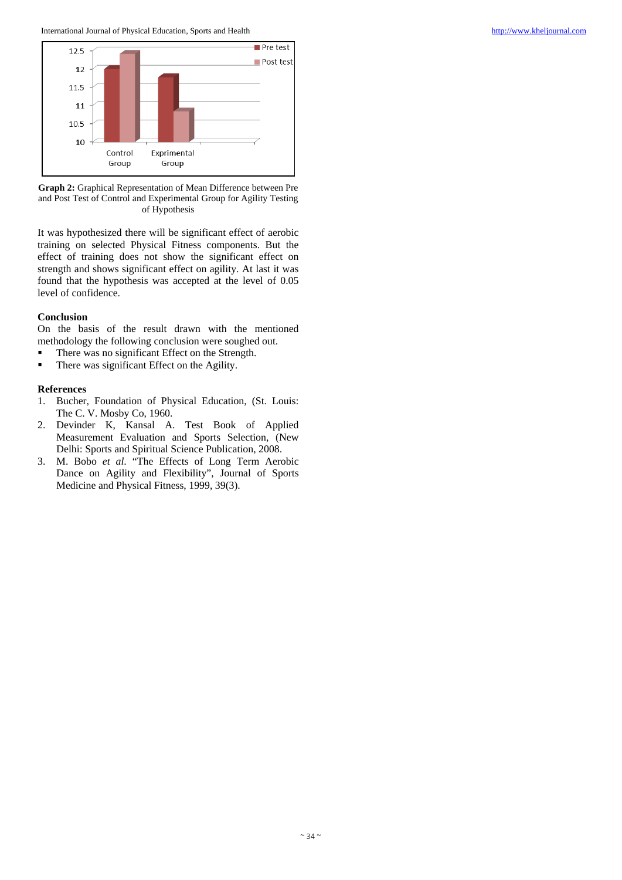12.5
12
11.5
11
10.5
10

Pre test
Post test

Control Group
Exprimental Group

**Graph 2:** Graphical Representation of Mean Difference between Pre and Post Test of Control and Experimental Group for Agility Testing of Hypothesis

It was hypothesized there will be significant effect of aerobic training on selected Physical Fitness components. But the effect of training does not show the significant effect on strength and shows significant effect on agility. At last it was found that the hypothesis was accepted at the level of 0.05 level of confidence.

## Conclusion

On the basis of the result drawn with the mentioned methodology the following conclusion were soughed out.

- There was no significant Effect on the Strength.
- There was significant Effect on the Agility.

## References

1. Bucher, Foundation of Physical Education, (St. Louis: The C. V. Mosby Co, 1960.
2. Devinder K, Kansal A. Test Book of Applied Measurement Evaluation and Sports Selection, (New Delhi: Sports and Spiritual Science Publication, 2008.
3. M. Bobo *et al.* "The Effects of Long Term Aerobic Dance on Agility and Flexibility", Journal of Sports Medicine and Physical Fitness, 1999, 39(3).